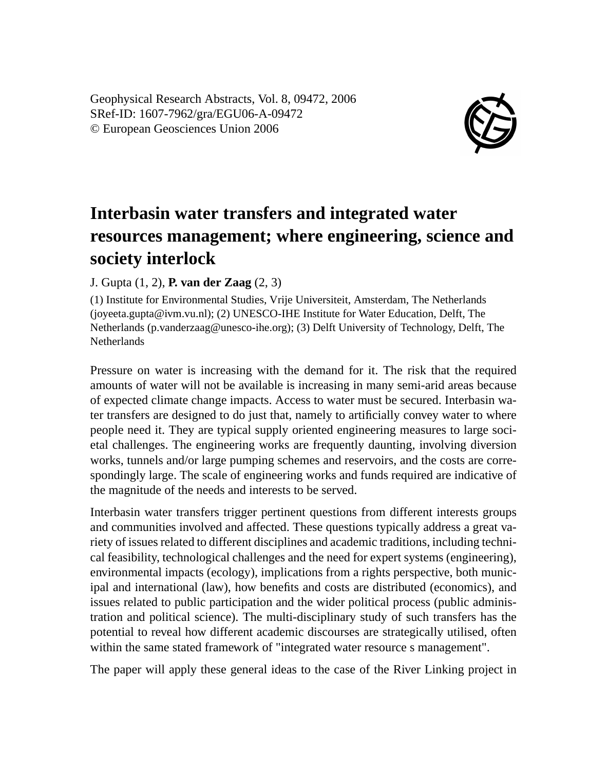Geophysical Research Abstracts, Vol. 8, 09472, 2006
SRef-ID: 1607-7962/gra/EGU06-A-09472
© European Geosciences Union 2006

# Interbasin water transfers and integrated water resources management; where engineering, science and society interlock

J. Gupta (1, 2), **P. van der Zaag** (2, 3)

(1) Institute for Environmental Studies, Vrije Universiteit, Amsterdam, The Netherlands (joyeeta.gupta@ivm.vu.nl); (2) UNESCO-IHE Institute for Water Education, Delft, The Netherlands (p.vanderzaag@unesco-ihe.org); (3) Delft University of Technology, Delft, The Netherlands

Pressure on water is increasing with the demand for it. The risk that the required amounts of water will not be available is increasing in many semi-arid areas because of expected climate change impacts. Access to water must be secured. Interbasin water transfers are designed to do just that, namely to artificially convey water to where people need it. They are typical supply oriented engineering measures to large societal challenges. The engineering works are frequently daunting, involving diversion works, tunnels and/or large pumping schemes and reservoirs, and the costs are correspondingly large. The scale of engineering works and funds required are indicative of the magnitude of the needs and interests to be served.

Interbasin water transfers trigger pertinent questions from different interests groups and communities involved and affected. These questions typically address a great variety of issues related to different disciplines and academic traditions, including technical feasibility, technological challenges and the need for expert systems (engineering), environmental impacts (ecology), implications from a rights perspective, both municipal and international (law), how benefits and costs are distributed (economics), and issues related to public participation and the wider political process (public administration and political science). The multi-disciplinary study of such transfers has the potential to reveal how different academic discourses are strategically utilised, often within the same stated framework of "integrated water resource s management".

The paper will apply these general ideas to the case of the River Linking project in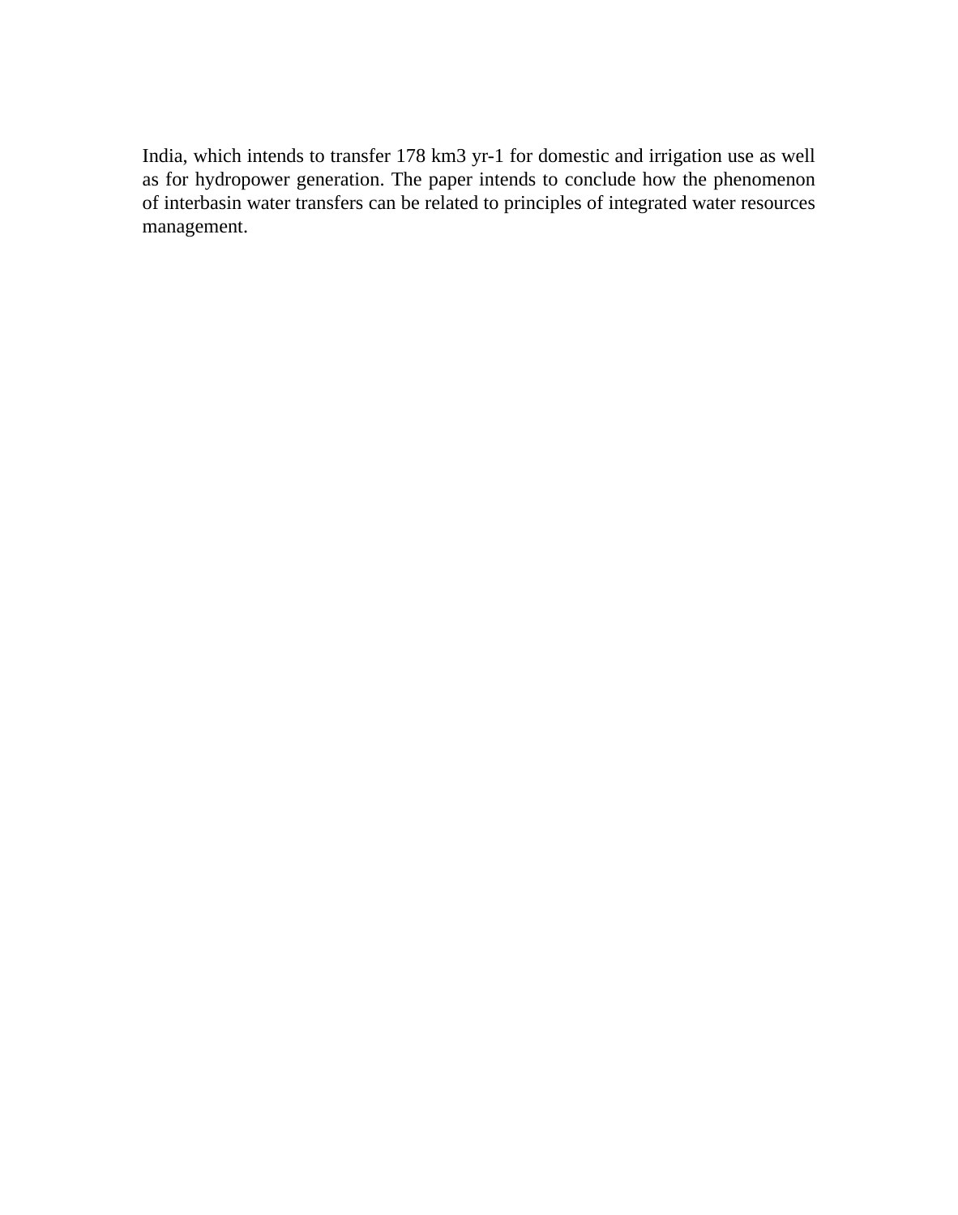India, which intends to transfer 178 $km^3$ $yr^{-1}$ for domestic and irrigation use as well as for hydropower generation. The paper intends to conclude how the phenomenon of interbasin water transfers can be related to principles of integrated water resources management.